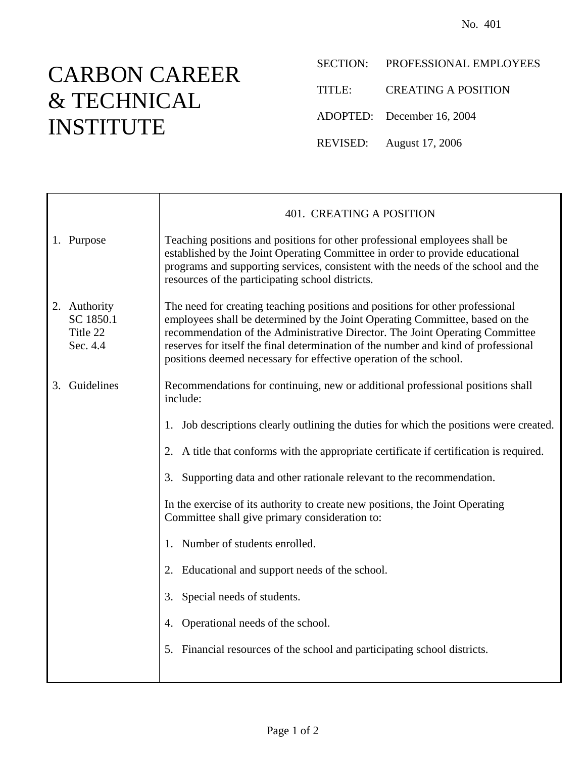No. 401

# CARBON CAREER & TECHNICAL INSTITUTE

SECTION: PROFESSIONAL EMPLOYEES

TITLE: CREATING A POSITION

ADOPTED: December 16, 2004

REVISED: August 17, 2006

## 401. CREATING A POSITION

### 1. Purpose

Teaching positions and positions for other professional employees shall be established by the Joint Operating Committee in order to provide educational programs and supporting services, consistent with the needs of the school and the resources of the participating school districts.

### 2. Authority

SC 1850.1
Title 22
Sec. 4.4

The need for creating teaching positions and positions for other professional employees shall be determined by the Joint Operating Committee, based on the recommendation of the Administrative Director. The Joint Operating Committee reserves for itself the final determination of the number and kind of professional positions deemed necessary for effective operation of the school.

### 3. Guidelines

Recommendations for continuing, new or additional professional positions shall include:

1. Job descriptions clearly outlining the duties for which the positions were created.
2. A title that conforms with the appropriate certificate if certification is required.
3. Supporting data and other rationale relevant to the recommendation.

In the exercise of its authority to create new positions, the Joint Operating Committee shall give primary consideration to:

1. Number of students enrolled.
2. Educational and support needs of the school.
3. Special needs of students.
4. Operational needs of the school.
5. Financial resources of the school and participating school districts.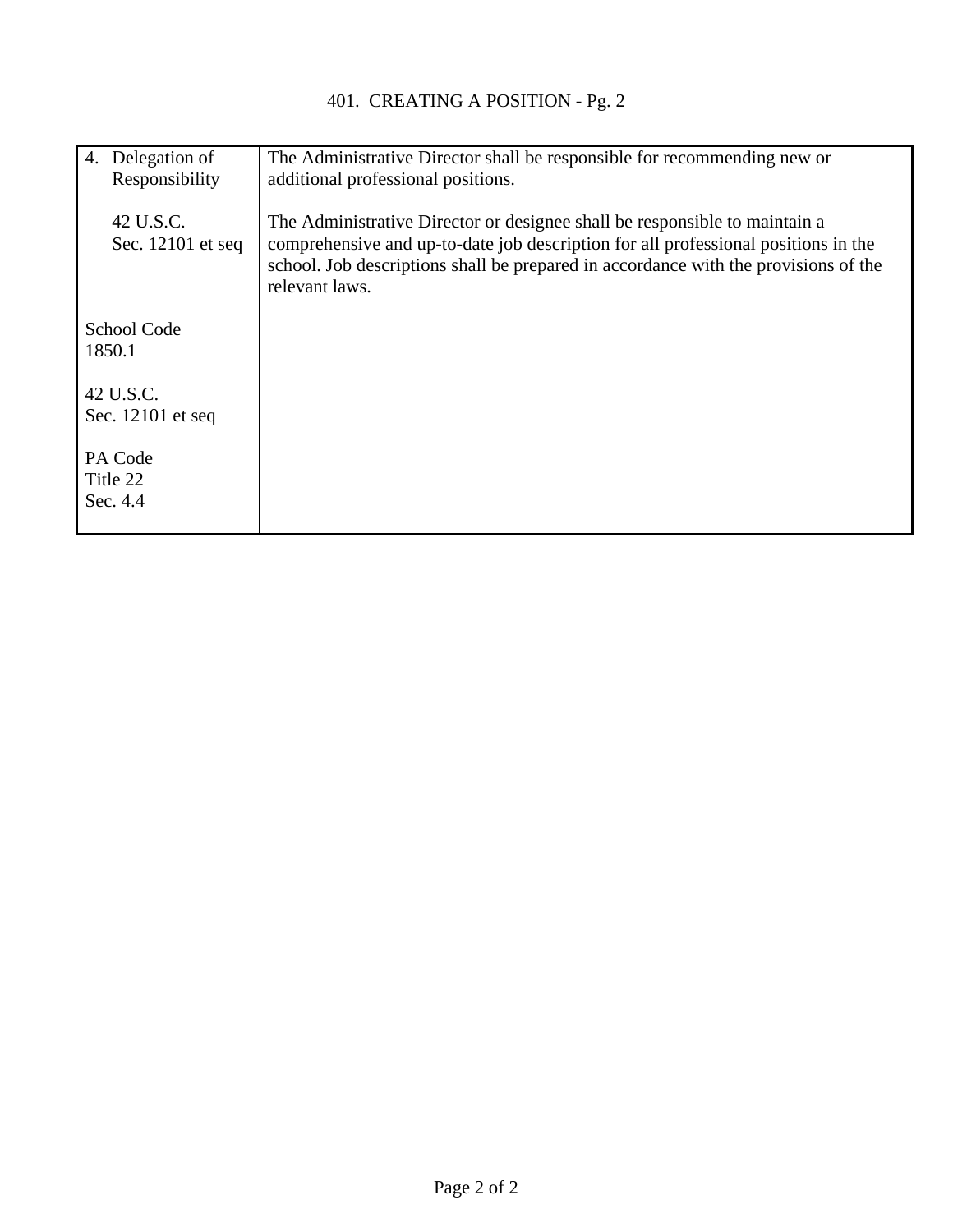| | |
|---|---|
| 4. Delegation of Responsibility<br><br>42 U.S.C. Sec. 12101 et seq<br><br>School Code 1850.1<br><br>42 U.S.C. Sec. 12101 et seq<br><br>PA Code Title 22 Sec. 4.4 | The Administrative Director shall be responsible for recommending new or additional professional positions.<br><br>The Administrative Director or designee shall be responsible to maintain a comprehensive and up-to-date job description for all professional positions in the school. Job descriptions shall be prepared in accordance with the provisions of the relevant laws. |